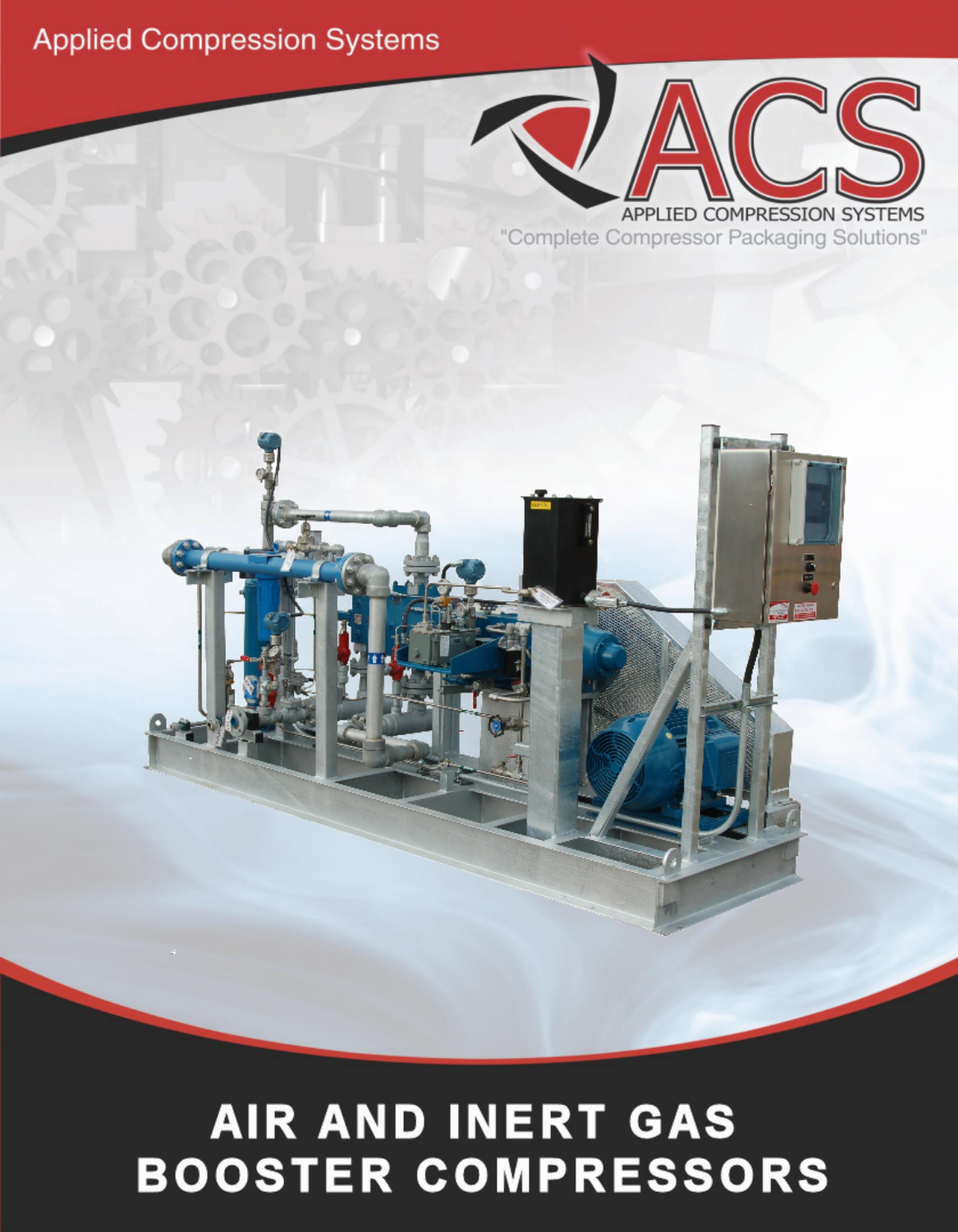Applied Compression Systems

ACS

APPLIED COMPRESSION SYSTEMS

"Complete Compressor Packaging Solutions"

# AIR AND INERT GAS BOOSTER COMPRESSORS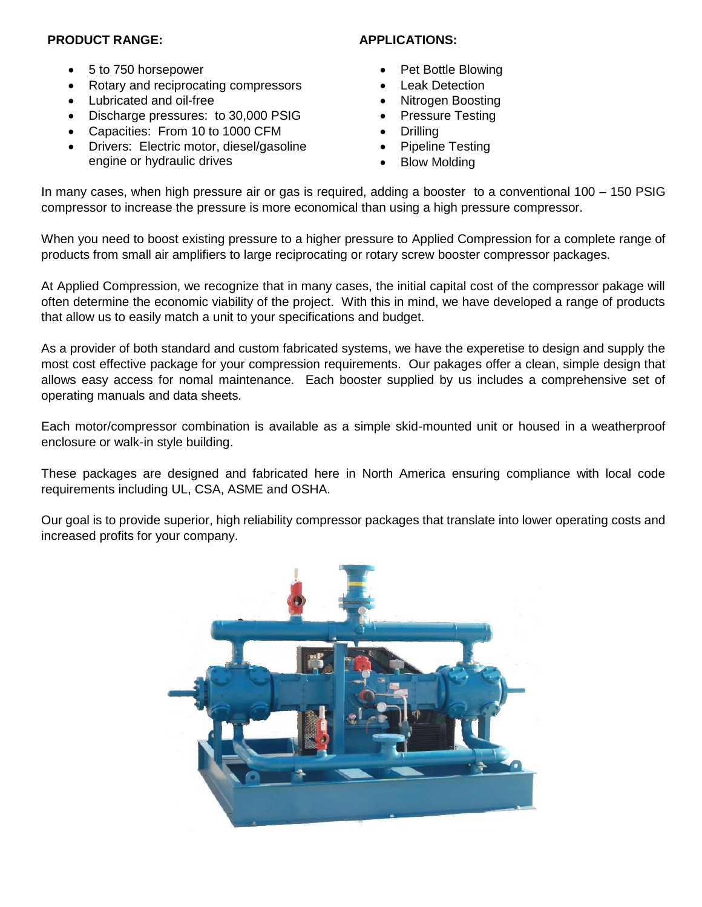**PRODUCT RANGE:**

- 5 to 750 horsepower
- Rotary and reciprocating compressors
- Lubricated and oil-free
- Discharge pressures: to 30,000 PSIG
- Capacities: From 10 to 1000 CFM
- Drivers: Electric motor, diesel/gasoline engine or hydraulic drives

**APPLICATIONS:**

- Pet Bottle Blowing
- Leak Detection
- Nitrogen Boosting
- Pressure Testing
- Drilling
- Pipeline Testing
- Blow Molding

In many cases, when high pressure air or gas is required, adding a booster to a conventional 100 – 150 PSIG compressor to increase the pressure is more economical than using a high pressure compressor.

When you need to boost existing pressure to a higher pressure to Applied Compression for a complete range of products from small air amplifiers to large reciprocating or rotary screw booster compressor packages.

At Applied Compression, we recognize that in many cases, the initial capital cost of the compressor pakage will often determine the economic viability of the project. With this in mind, we have developed a range of products that allow us to easily match a unit to your specifications and budget.

As a provider of both standard and custom fabricated systems, we have the experetise to design and supply the most cost effective package for your compression requirements. Our pakages offer a clean, simple design that allows easy access for nomal maintenance. Each booster supplied by us includes a comprehensive set of operating manuals and data sheets.

Each motor/compressor combination is available as a simple skid-mounted unit or housed in a weatherproof enclosure or walk-in style building.

These packages are designed and fabricated here in North America ensuring compliance with local code requirements including UL, CSA, ASME and OSHA.

Our goal is to provide superior, high reliability compressor packages that translate into lower operating costs and increased profits for your company.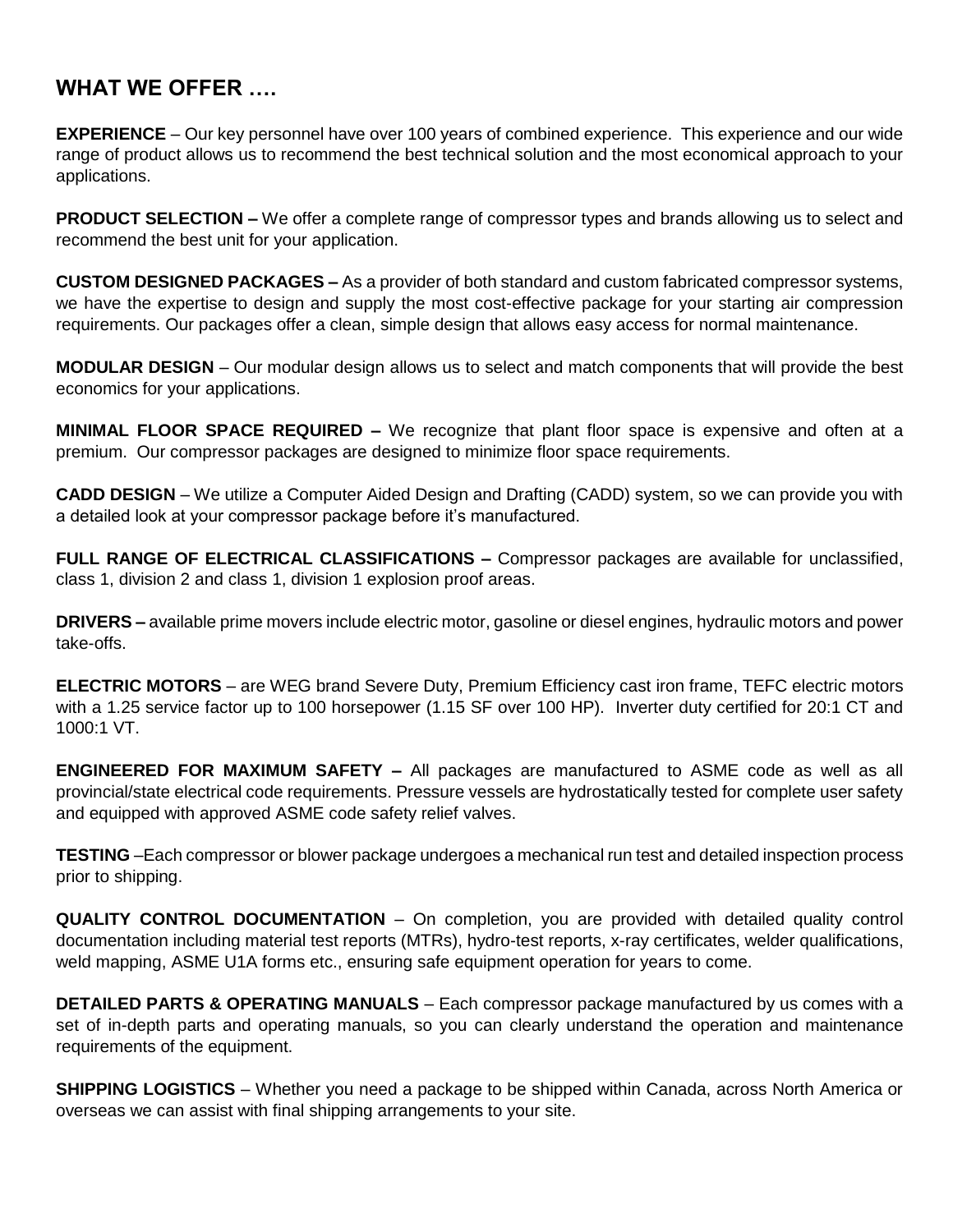## WHAT WE OFFER ….

**EXPERIENCE** – Our key personnel have over 100 years of combined experience. This experience and our wide range of product allows us to recommend the best technical solution and the most economical approach to your applications.

**PRODUCT SELECTION –** We offer a complete range of compressor types and brands allowing us to select and recommend the best unit for your application.

**CUSTOM DESIGNED PACKAGES –** As a provider of both standard and custom fabricated compressor systems, we have the expertise to design and supply the most cost-effective package for your starting air compression requirements. Our packages offer a clean, simple design that allows easy access for normal maintenance.

**MODULAR DESIGN** – Our modular design allows us to select and match components that will provide the best economics for your applications.

**MINIMAL FLOOR SPACE REQUIRED –** We recognize that plant floor space is expensive and often at a premium. Our compressor packages are designed to minimize floor space requirements.

**CADD DESIGN** – We utilize a Computer Aided Design and Drafting (CADD) system, so we can provide you with a detailed look at your compressor package before it's manufactured.

**FULL RANGE OF ELECTRICAL CLASSIFICATIONS –** Compressor packages are available for unclassified, class 1, division 2 and class 1, division 1 explosion proof areas.

**DRIVERS –** available prime movers include electric motor, gasoline or diesel engines, hydraulic motors and power take-offs.

**ELECTRIC MOTORS** – are WEG brand Severe Duty, Premium Efficiency cast iron frame, TEFC electric motors with a 1.25 service factor up to 100 horsepower (1.15 SF over 100 HP). Inverter duty certified for 20:1 CT and 1000:1 VT.

**ENGINEERED FOR MAXIMUM SAFETY –** All packages are manufactured to ASME code as well as all provincial/state electrical code requirements. Pressure vessels are hydrostatically tested for complete user safety and equipped with approved ASME code safety relief valves.

**TESTING** –Each compressor or blower package undergoes a mechanical run test and detailed inspection process prior to shipping.

**QUALITY CONTROL DOCUMENTATION** – On completion, you are provided with detailed quality control documentation including material test reports (MTRs), hydro-test reports, x-ray certificates, welder qualifications, weld mapping, ASME U1A forms etc., ensuring safe equipment operation for years to come.

**DETAILED PARTS & OPERATING MANUALS** – Each compressor package manufactured by us comes with a set of in-depth parts and operating manuals, so you can clearly understand the operation and maintenance requirements of the equipment.

**SHIPPING LOGISTICS** – Whether you need a package to be shipped within Canada, across North America or overseas we can assist with final shipping arrangements to your site.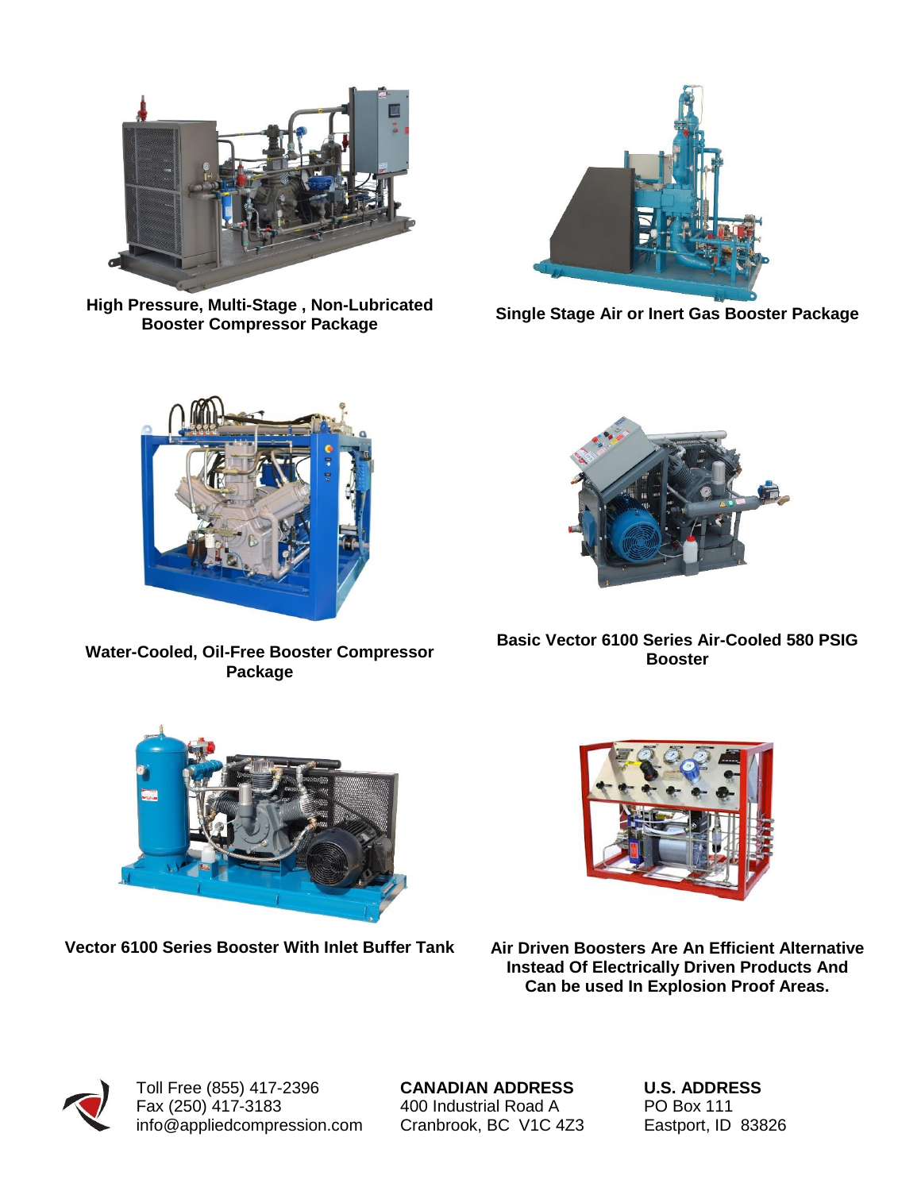**High Pressure, Multi-Stage , Non-Lubricated Booster Compressor Package**

**Single Stage Air or Inert Gas Booster Package**

**Water-Cooled, Oil-Free Booster Compressor Package**

**Basic Vector 6100 Series Air-Cooled 580 PSIG Booster**

**Vector 6100 Series Booster With Inlet Buffer Tank**

**Air Driven Boosters Are An Efficient Alternative Instead Of Electrically Driven Products And Can be used In Explosion Proof Areas.**

Toll Free (855) 417-2396
Fax (250) 417-3183
info@appliedcompression.com

**CANADIAN ADDRESS**
400 Industrial Road A
Cranbrook, BC V1C 4Z3

**U.S. ADDRESS**
PO Box 111
Eastport, ID 83826